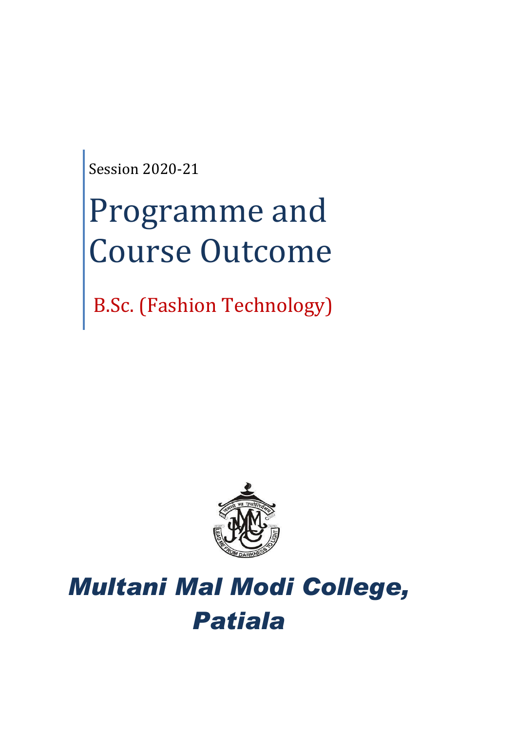Session 2020-21

# Programme and Course Outcome

## B.Sc. (Fashion Technology)

# *Multani Mal Modi College, Patiala*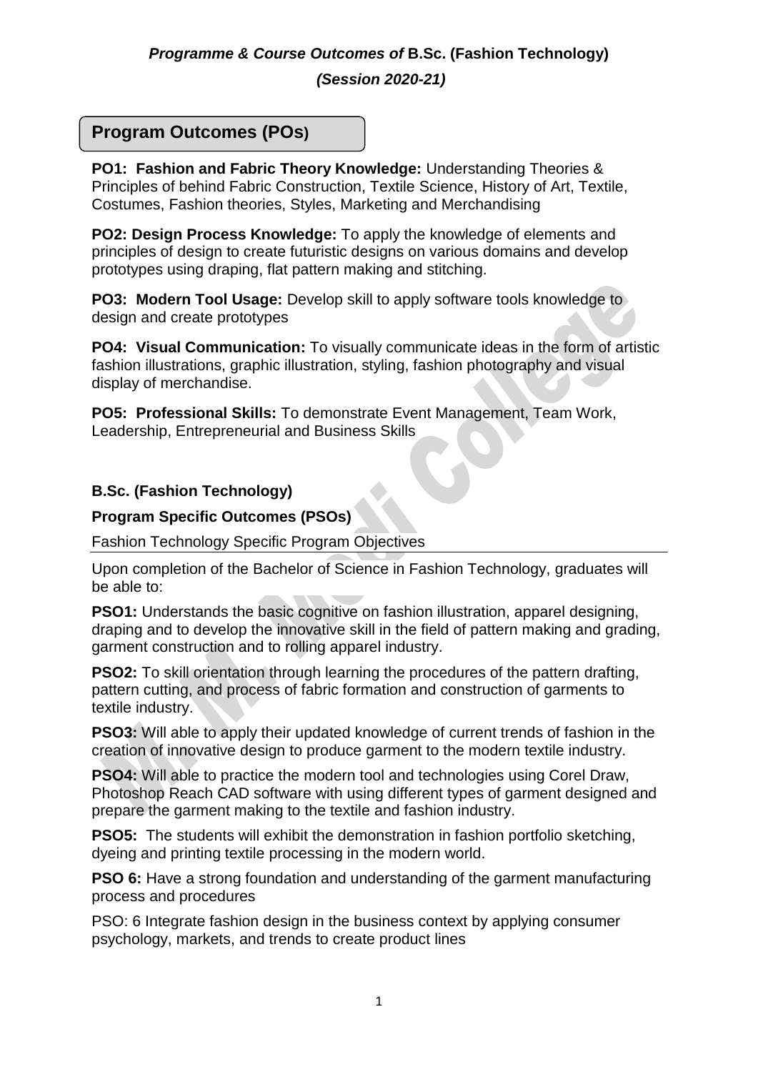***Programme & Course Outcomes of* B.Sc. (Fashion Technology)**

***(Session 2020-21)***

## Program Outcomes (POs)

**PO1: Fashion and Fabric Theory Knowledge:** Understanding Theories & Principles of behind Fabric Construction, Textile Science, History of Art, Textile, Costumes, Fashion theories, Styles, Marketing and Merchandising

**PO2: Design Process Knowledge:** To apply the knowledge of elements and principles of design to create futuristic designs on various domains and develop prototypes using draping, flat pattern making and stitching.

**PO3: Modern Tool Usage:** Develop skill to apply software tools knowledge to design and create prototypes

**PO4: Visual Communication:** To visually communicate ideas in the form of artistic fashion illustrations, graphic illustration, styling, fashion photography and visual display of merchandise.

**PO5: Professional Skills:** To demonstrate Event Management, Team Work, Leadership, Entrepreneurial and Business Skills

**B.Sc. (Fashion Technology)**

**Program Specific Outcomes (PSOs)**

Fashion Technology Specific Program Objectives

Upon completion of the Bachelor of Science in Fashion Technology, graduates will be able to:

**PSO1:** Understands the basic cognitive on fashion illustration, apparel designing, draping and to develop the innovative skill in the field of pattern making and grading, garment construction and to rolling apparel industry.

**PSO2:** To skill orientation through learning the procedures of the pattern drafting, pattern cutting, and process of fabric formation and construction of garments to textile industry.

**PSO3:** Will able to apply their updated knowledge of current trends of fashion in the creation of innovative design to produce garment to the modern textile industry.

**PSO4:** Will able to practice the modern tool and technologies using Corel Draw, Photoshop Reach CAD software with using different types of garment designed and prepare the garment making to the textile and fashion industry.

**PSO5:** The students will exhibit the demonstration in fashion portfolio sketching, dyeing and printing textile processing in the modern world.

**PSO 6:** Have a strong foundation and understanding of the garment manufacturing process and procedures

PSO: 6 Integrate fashion design in the business context by applying consumer psychology, markets, and trends to create product lines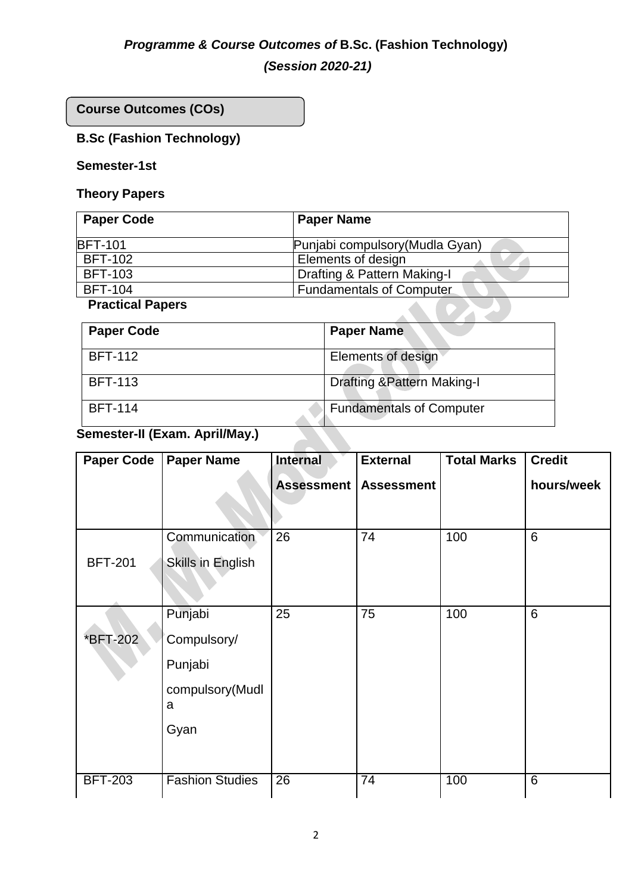# *Programme & Course Outcomes of* B.Sc. (Fashion Technology)

***(Session 2020-21)***

## Course Outcomes (COs)

### B.Sc (Fashion Technology)

**Semester-1st**

**Theory Papers**

| Paper Code | Paper Name |
|---|---|
| BFT-101 | Punjabi compulsory(Mudla Gyan) |
| BFT-102 | Elements of design |
| BFT-103 | Drafting & Pattern Making-I |
| BFT-104 | Fundamentals of Computer |

**Practical Papers**

| Paper Code | Paper Name |
|---|---|
| BFT-112 | Elements of design |
| BFT-113 | Drafting &Pattern Making-I |
| BFT-114 | Fundamentals of Computer |

**Semester-II (Exam. April/May.)**

| Paper Code | Paper Name | Internal Assessment | External Assessment | Total Marks | Credit hours/week |
|---|---|---|---|---|---|
| BFT-201 | Communication Skills in English | 26 | 74 | 100 | 6 |
| *BFT-202 | Punjabi Compulsory/ Punjabi compulsory(Mudla Gyan | 25 | 75 | 100 | 6 |
| BFT-203 | Fashion Studies | 26 | 74 | 100 | 6 |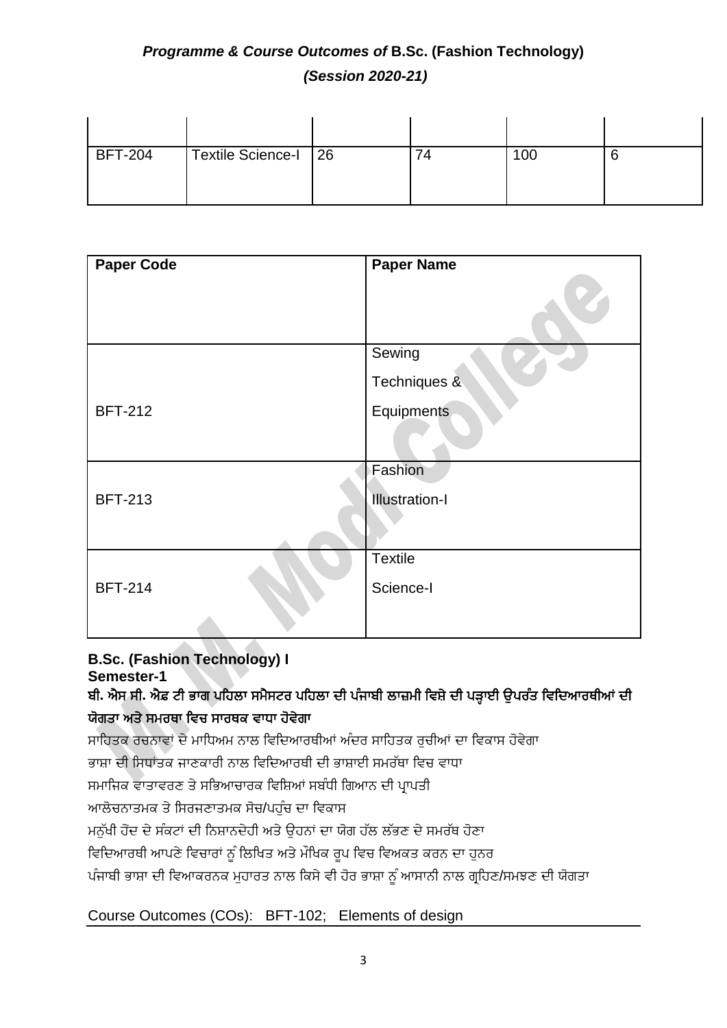| | | | | | |
|---|---|---|---|---|---|
| | | | | | |
| BFT-204 | Textile Science-I | 26 | 74 | 100 | 6 |

| Paper Code | Paper Name |
|---|---|
| BFT-212 | Sewing Techniques & Equipments |
| BFT-213 | Fashion Illustration-I |
| BFT-214 | Textile Science-I |

**B.Sc. (Fashion Technology) I**
**Semester-1**

**ਬੀ. ਐਸ ਸੀ. ਐਫ਼ ਟੀ ਭਾਗ ਪਹਿਲਾ ਸਮੈਸਟਰ ਪਹਿਲਾ ਦੀ ਪੰਜਾਬੀ ਲਾਜ਼ਮੀ ਵਿਸ਼ੇ ਦੀ ਪੜ੍ਹਾਈ ਉਪਰੰਤ ਵਿਦਿਆਰਥੀਆਂ ਦੀ ਯੋਗਤਾ ਅਤੇ ਸਮਰਥਾ ਵਿਚ ਸਾਰਥਕ ਵਾਧਾ ਹੋਵੇਗਾ**

ਸਾਹਿਤਕ ਰਚਨਾਵਾਂ ਦੇ ਮਾਧਿਅਮ ਨਾਲ ਵਿਦਿਆਰਥੀਆਂ ਅੰਦਰ ਸਾਹਿਤਕ ਰੁਚੀਆਂ ਦਾ ਵਿਕਾਸ ਹੋਵੇਗਾ

ਭਾਸ਼ਾ ਦੀ ਸਿਧਾਂਤਕ ਜਾਣਕਾਰੀ ਨਾਲ ਵਿਦਿਆਰਥੀ ਦੀ ਭਾਸ਼ਾਈ ਸਮਰੱਥਾ ਵਿਚ ਵਾਧਾ

ਸਮਾਜਿਕ ਵਾਤਾਵਰਣ ਤੇ ਸਭਿਆਚਾਰਕ ਵਿਸ਼ਿਆਂ ਸਬੰਧੀ ਗਿਆਨ ਦੀ ਪ੍ਰਾਪਤੀ

ਆਲੋਚਨਾਤਮਕ ਤੇ ਸਿਰਜਣਾਤਮਕ ਸੋਚ/ਪਹੁੰਚ ਦਾ ਵਿਕਾਸ

ਮਨੁੱਖੀ ਹੋਂਦ ਦੇ ਸੰਕਟਾਂ ਦੀ ਨਿਸ਼ਾਨਦੇਹੀ ਅਤੇ ਉਹਨਾਂ ਦਾ ਯੋਗ ਹੱਲ ਲੱਭਣ ਦੇ ਸਮਰੱਥ ਹੋਣਾ

ਵਿਦਿਆਰਥੀ ਆਪਣੇ ਵਿਚਾਰਾਂ ਨੂੰ ਲਿਖਿਤ ਅਤੇ ਮੌਖਿਕ ਰੂਪ ਵਿਚ ਵਿਅਕਤ ਕਰਨ ਦਾ ਹੁਨਰ

ਪੰਜਾਬੀ ਭਾਸ਼ਾ ਦੀ ਵਿਆਕਰਨਕ ਮੁਹਾਰਤ ਨਾਲ ਕਿਸੇ ਵੀ ਹੋਰ ਭਾਸ਼ਾ ਨੂੰ ਆਸਾਨੀ ਨਾਲ ਗ੍ਰਹਿਣ/ਸਮਝਣ ਦੀ ਯੋਗਤਾ

Course Outcomes (COs): BFT-102; Elements of design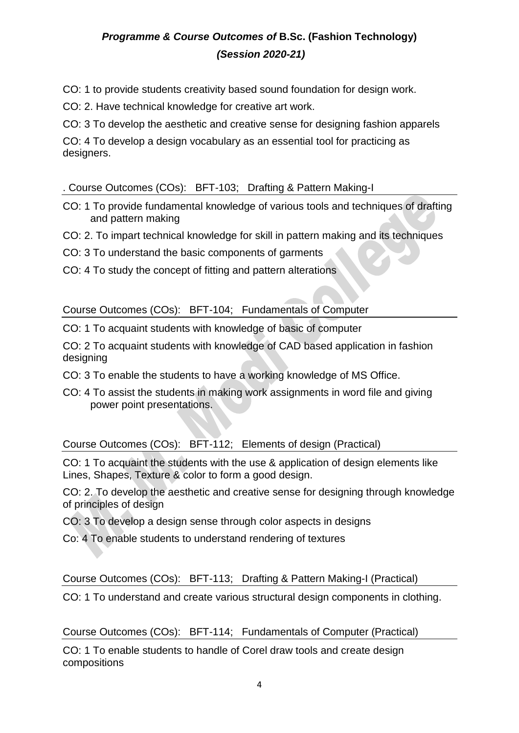## *Programme & Course Outcomes of* B.Sc. (Fashion Technology) *(Session 2020-21)*

CO: 1 to provide students creativity based sound foundation for design work.

CO: 2. Have technical knowledge for creative art work.

CO: 3 To develop the aesthetic and creative sense for designing fashion apparels

CO: 4 To develop a design vocabulary as an essential tool for practicing as designers.

. Course Outcomes (COs): BFT-103; Drafting & Pattern Making-I

CO: 1 To provide fundamental knowledge of various tools and techniques of drafting and pattern making

CO: 2. To impart technical knowledge for skill in pattern making and its techniques

CO: 3 To understand the basic components of garments

CO: 4 To study the concept of fitting and pattern alterations

Course Outcomes (COs): BFT-104; Fundamentals of Computer

CO: 1 To acquaint students with knowledge of basic of computer

CO: 2 To acquaint students with knowledge of CAD based application in fashion designing

CO: 3 To enable the students to have a working knowledge of MS Office.

CO: 4 To assist the students in making work assignments in word file and giving power point presentations.

Course Outcomes (COs): BFT-112; Elements of design (Practical)

CO: 1 To acquaint the students with the use & application of design elements like Lines, Shapes, Texture & color to form a good design.

CO: 2. To develop the aesthetic and creative sense for designing through knowledge of principles of design

CO: 3 To develop a design sense through color aspects in designs

Co: 4 To enable students to understand rendering of textures

Course Outcomes (COs): BFT-113; Drafting & Pattern Making-I (Practical)

CO: 1 To understand and create various structural design components in clothing.

Course Outcomes (COs): BFT-114; Fundamentals of Computer (Practical)

CO: 1 To enable students to handle of Corel draw tools and create design compositions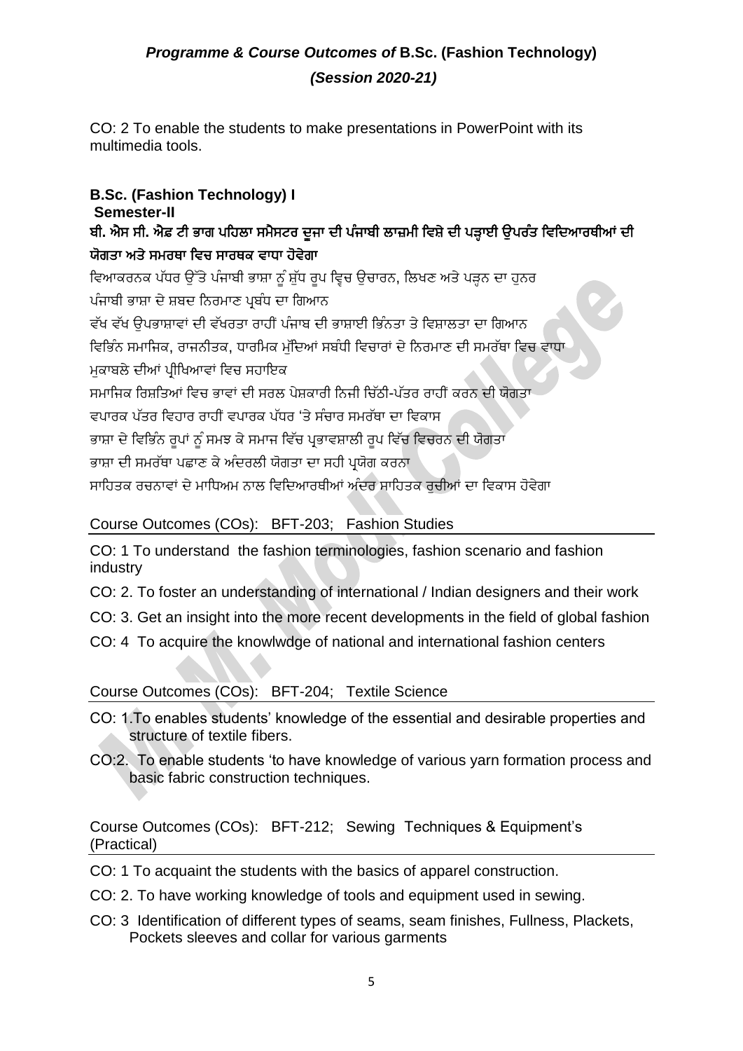CO: 2 To enable the students to make presentations in PowerPoint with its multimedia tools.

**B.Sc. (Fashion Technology) I**
**Semester-II**

**ਬੀ. ਐਸ ਸੀ. ਐਫ਼ ਟੀ ਭਾਗ ਪਹਿਲਾ ਸਮੈਸਟਰ ਦੂਜਾ ਦੀ ਪੰਜਾਬੀ ਲਾਜ਼ਮੀ ਵਿਸ਼ੇ ਦੀ ਪੜ੍ਹਾਈ ਉਪਰੰਤ ਵਿਦਿਆਰਥੀਆਂ ਦੀ ਯੋਗਤਾ ਅਤੇ ਸਮਰਥਾ ਵਿਚ ਸਾਰਥਕ ਵਾਧਾ ਹੋਵੇਗਾ**

ਵਿਆਕਰਨਕ ਪੱਧਰ ਉੱਤੇ ਪੰਜਾਬੀ ਭਾਸ਼ਾ ਨੂੰ ਸ਼ੁੱਧ ਰੂਪ ਵ੍ਵਿਚ ਉਚਾਰਨ, ਲਿਖਣ ਅਤੇ ਪੜ੍ਹਨ ਦਾ ਹੁਨਰ
ਪੰਜਾਬੀ ਭਾਸ਼ਾ ਦੇ ਸ਼ਬਦ ਨਿਰਮਾਣ ਪ੍ਰਬੰਧ ਦਾ ਗਿਆਨ
ਵੱਖ ਵੱਖ ਉਪਭਾਸ਼ਾਵਾਂ ਦੀ ਵੱਖਰਤਾ ਰਾਹੀਂ ਪੰਜਾਬ ਦੀ ਭਾਸ਼ਾਈ ਭਿੰਨਤਾ ਤੇ ਵਿਸ਼ਾਲਤਾ ਦਾ ਗਿਆਨ
ਵਿਭਿੰਨ ਸਮਾਜਿਕ, ਰਾਜਨੀਤਕ, ਧਾਰਮਿਕ ਮੁੱਦਿਆਂ ਸਬੰਧੀ ਵਿਚਾਰਾਂ ਦੇ ਨਿਰਮਾਣ ਦੀ ਸਮਰੱਥਾ ਵਿਚ ਵਾਧਾ
ਮੁਕਾਬਲੇ ਦੀਆਂ ਪ੍ਰੀਖਿਆਵਾਂ ਵਿਚ ਸਹਾਇਕ
ਸਮਾਜਿਕ ਰਿਸ਼ਤਿਆਂ ਵਿਚ ਭਾਵਾਂ ਦੀ ਸਰਲ ਪੇਸ਼ਕਾਰੀ ਨਿਜੀ ਚਿੱਠੀ-ਪੱਤਰ ਰਾਹੀਂ ਕਰਨ ਦੀ ਯੋਗਤਾ
ਵਪਾਰਕ ਪੱਤਰ ਵਿਹਾਰ ਰਾਹੀਂ ਵਪਾਰਕ ਪੱਧਰ 'ਤੇ ਸੰਚਾਰ ਸਮਰੱਥਾ ਦਾ ਵਿਕਾਸ
ਭਾਸ਼ਾ ਦੇ ਵਿਭਿੰਨ ਰੂਪਾਂ ਨੂੰ ਸਮਝ ਕੇ ਸਮਾਜ ਵਿੱਚ ਪ੍ਰਭਾਵਸ਼ਾਲੀ ਰੂਪ ਵਿੱਚ ਵਿਚਰਨ ਦੀ ਯੋਗਤਾ
ਭਾਸ਼ਾ ਦੀ ਸਮਰੱਥਾ ਪਛਾਣ ਕੇ ਅੰਦਰਲੀ ਯੋਗਤਾ ਦਾ ਸਹੀ ਪ੍ਰਯੋਗ ਕਰਨਾ
ਸਾਹਿਤਕ ਰਚਨਾਵਾਂ ਦੇ ਮਾਧਿਅਮ ਨਾਲ ਵਿਦਿਆਰਥੀਆਂ ਅੰਦਰ ਸਾਹਿਤਕ ਰੁਚੀਆਂ ਦਾ ਵਿਕਾਸ ਹੋਵੇਗਾ

Course Outcomes (COs): BFT-203; Fashion Studies

CO: 1 To understand the fashion terminologies, fashion scenario and fashion industry

CO: 2. To foster an understanding of international / Indian designers and their work

CO: 3. Get an insight into the more recent developments in the field of global fashion

CO: 4 To acquire the knowlwdge of national and international fashion centers

Course Outcomes (COs): BFT-204; Textile Science

CO: 1.To enables students' knowledge of the essential and desirable properties and structure of textile fibers.

CO:2. To enable students 'to have knowledge of various yarn formation process and basic fabric construction techniques.

Course Outcomes (COs): BFT-212; Sewing Techniques & Equipment's (Practical)

CO: 1 To acquaint the students with the basics of apparel construction.

CO: 2. To have working knowledge of tools and equipment used in sewing.

CO: 3 Identification of different types of seams, seam finishes, Fullness, Plackets, Pockets sleeves and collar for various garments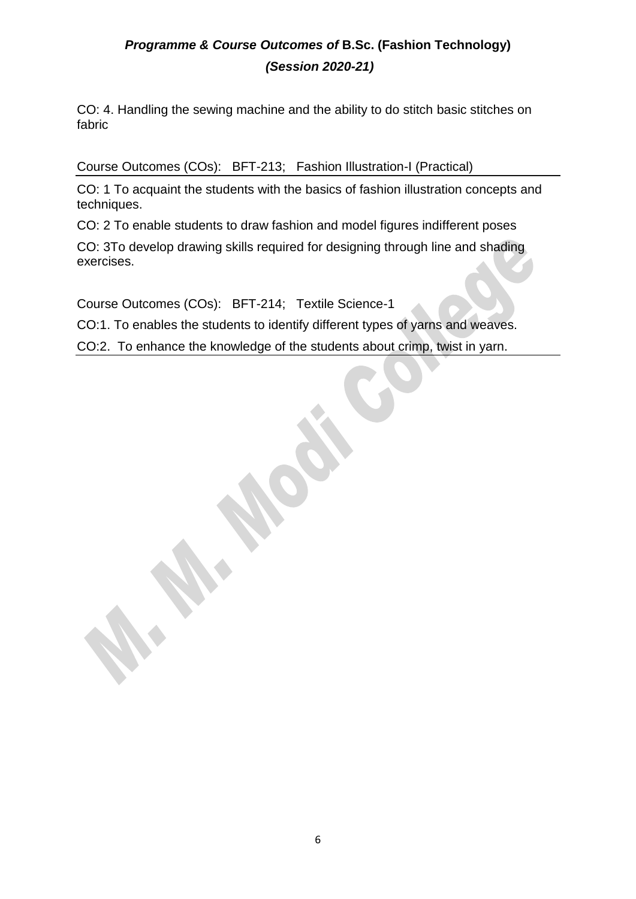CO: 4. Handling the sewing machine and the ability to do stitch basic stitches on fabric

Course Outcomes (COs): BFT-213; Fashion Illustration-I (Practical)

CO: 1 To acquaint the students with the basics of fashion illustration concepts and techniques.

CO: 2 To enable students to draw fashion and model figures indifferent poses

CO: 3To develop drawing skills required for designing through line and shading exercises.

Course Outcomes (COs): BFT-214; Textile Science-1

CO:1. To enables the students to identify different types of yarns and weaves.

CO:2. To enhance the knowledge of the students about crimp, twist in yarn.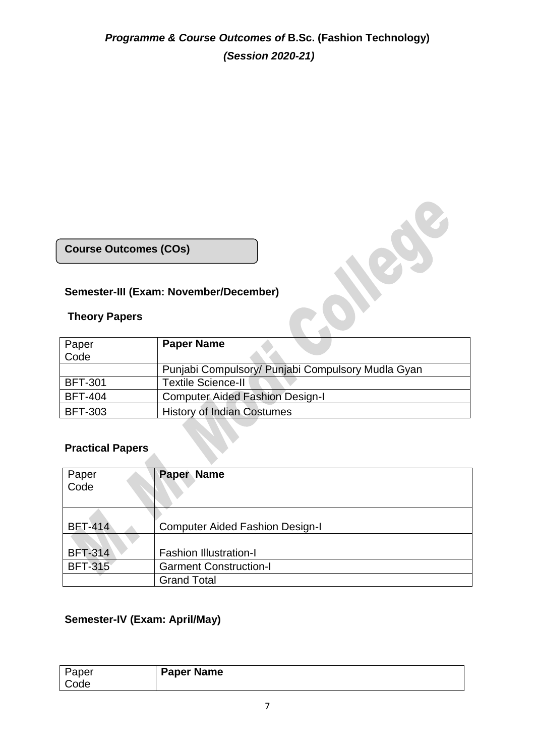## *Programme & Course Outcomes of* B.Sc. (Fashion Technology)
## *(Session 2020-21)*

**Course Outcomes (COs)**

### Semester-III (Exam: November/December)

**Theory Papers**

| Paper Code | **Paper Name** |
|---|---|
| | Punjabi Compulsory/ Punjabi Compulsory Mudla Gyan |
| BFT-301 | Textile Science-II |
| BFT-404 | Computer Aided Fashion Design-I |
| BFT-303 | History of Indian Costumes |

**Practical Papers**

| Paper Code | **Paper Name** |
|---|---|
| BFT-414 | Computer Aided Fashion Design-I |
| BFT-314 | Fashion Illustration-I |
| BFT-315 | Garment Construction-I |
| | Grand Total |

### Semester-IV (Exam: April/May)

| Paper Code | **Paper Name** |
|---|---|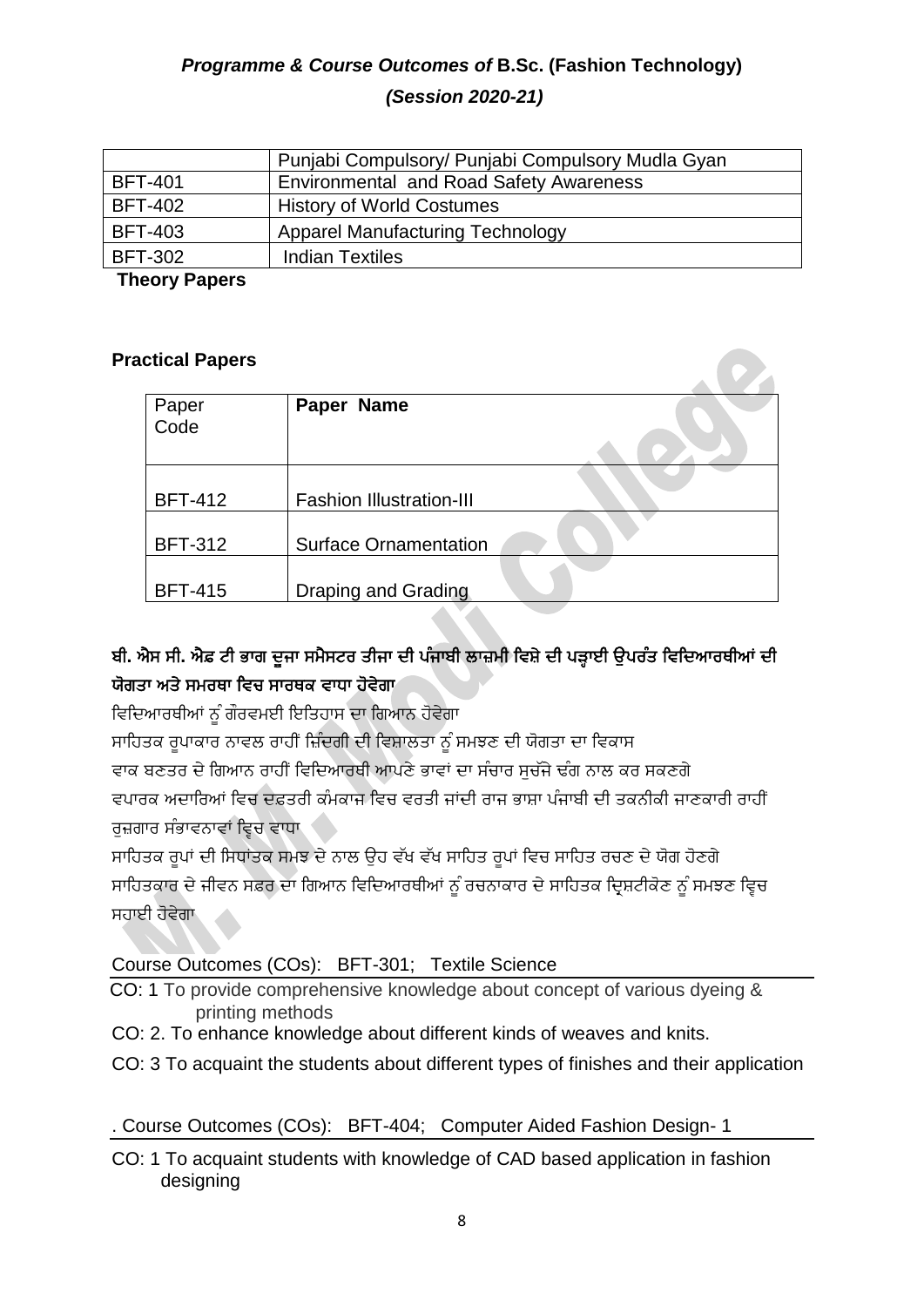***Programme & Course Outcomes of* B.Sc. (Fashion Technology)**

***(Session 2020-21)***

| | |
|---|---|
| | Punjabi Compulsory/ Punjabi Compulsory Mudla Gyan |
| BFT-401 | Environmental and Road Safety Awareness |
| BFT-402 | History of World Costumes |
| BFT-403 | Apparel Manufacturing Technology |
| BFT-302 | Indian Textiles |

**Theory Papers**

**Practical Papers**

| Paper Code | **Paper Name** |
|---|---|
| BFT-412 | Fashion Illustration-III |
| BFT-312 | Surface Ornamentation |
| BFT-415 | Draping and Grading |

**ਬੀ. ਐਸ ਸੀ. ਐਫ਼ ਟੀ ਭਾਗ ਦੂਜਾ ਸਮੈਸਟਰ ਤੀਜਾ ਦੀ ਪੰਜਾਬੀ ਲਾਜ਼ਮੀ ਵਿਸ਼ੇ ਦੀ ਪੜ੍ਹਾਈ ਉਪਰੰਤ ਵਿਦਿਆਰਥੀਆਂ ਦੀ ਯੋਗਤਾ ਅਤੇ ਸਮਰਥਾ ਵਿਚ ਸਾਰਥਕ ਵਾਧਾ ਹੋਵੇਗਾ**

ਵਿਦਿਆਰਥੀਆਂ ਨੂੰ ਗੌਰਵਮਈ ਇਤਿਹਾਸ ਦਾ ਗਿਆਨ ਹੋਵੇਗਾ

ਸਾਹਿਤਕ ਰੂਪਾਕਾਰ ਨਾਵਲ ਰਾਹੀਂ ਜ਼ਿੰਦਗੀ ਦੀ ਵਿਸ਼ਾਲਤਾ ਨੂੰ ਸਮਝਣ ਦੀ ਯੋਗਤਾ ਦਾ ਵਿਕਾਸ

ਵਾਕ ਬਣਤਰ ਦੇ ਗਿਆਨ ਰਾਹੀਂ ਵਿਦਿਆਰਥੀ ਆਪਣੇ ਭਾਵਾਂ ਦਾ ਸੰਚਾਰ ਸੁਚੱਜੇ ਢੰਗ ਨਾਲ ਕਰ ਸਕਣਗੇ

ਵਪਾਰਕ ਅਦਾਰਿਆਂ ਵਿਚ ਦਫ਼ਤਰੀ ਕੰਮਕਾਜ ਵਿਚ ਵਰਤੀ ਜਾਂਦੀ ਰਾਜ ਭਾਸ਼ਾ ਪੰਜਾਬੀ ਦੀ ਤਕਨੀਕੀ ਜਾਣਕਾਰੀ ਰਾਹੀਂ ਰੁਜ਼ਗਾਰ ਸੰਭਾਵਨਾਵਾਂ ਵ੍ਰਿਚ ਵਾਧਾ

ਸਾਹਿਤਕ ਰੂਪਾਂ ਦੀ ਸਿਧਾਂਤਕ ਸਮਝ ਦੇ ਨਾਲ ਉਹ ਵੱਖ ਵੱਖ ਸਾਹਿਤ ਰੂਪਾਂ ਵਿਚ ਸਾਹਿਤ ਰਚਣ ਦੇ ਯੋਗ ਹੋਣਗੇ

ਸਾਹਿਤਕਾਰ ਦੇ ਜੀਵਨ ਸਫ਼ਰ ਦਾ ਗਿਆਨ ਵਿਦਿਆਰਥੀਆਂ ਨੂੰ ਰਚਨਾਕਾਰ ਦੇ ਸਾਹਿਤਕ ਦ੍ਰਿਸ਼ਟੀਕੋਣ ਨੂੰ ਸਮਝਣ ਵ੍ਰਿਚ ਸਹਾਈ ਹੋਵੇਗਾ

Course Outcomes (COs): BFT-301; Textile Science

CO: 1 To provide comprehensive knowledge about concept of various dyeing & printing methods

CO: 2. To enhance knowledge about different kinds of weaves and knits.

CO: 3 To acquaint the students about different types of finishes and their application

. Course Outcomes (COs): BFT-404; Computer Aided Fashion Design- 1

CO: 1 To acquaint students with knowledge of CAD based application in fashion designing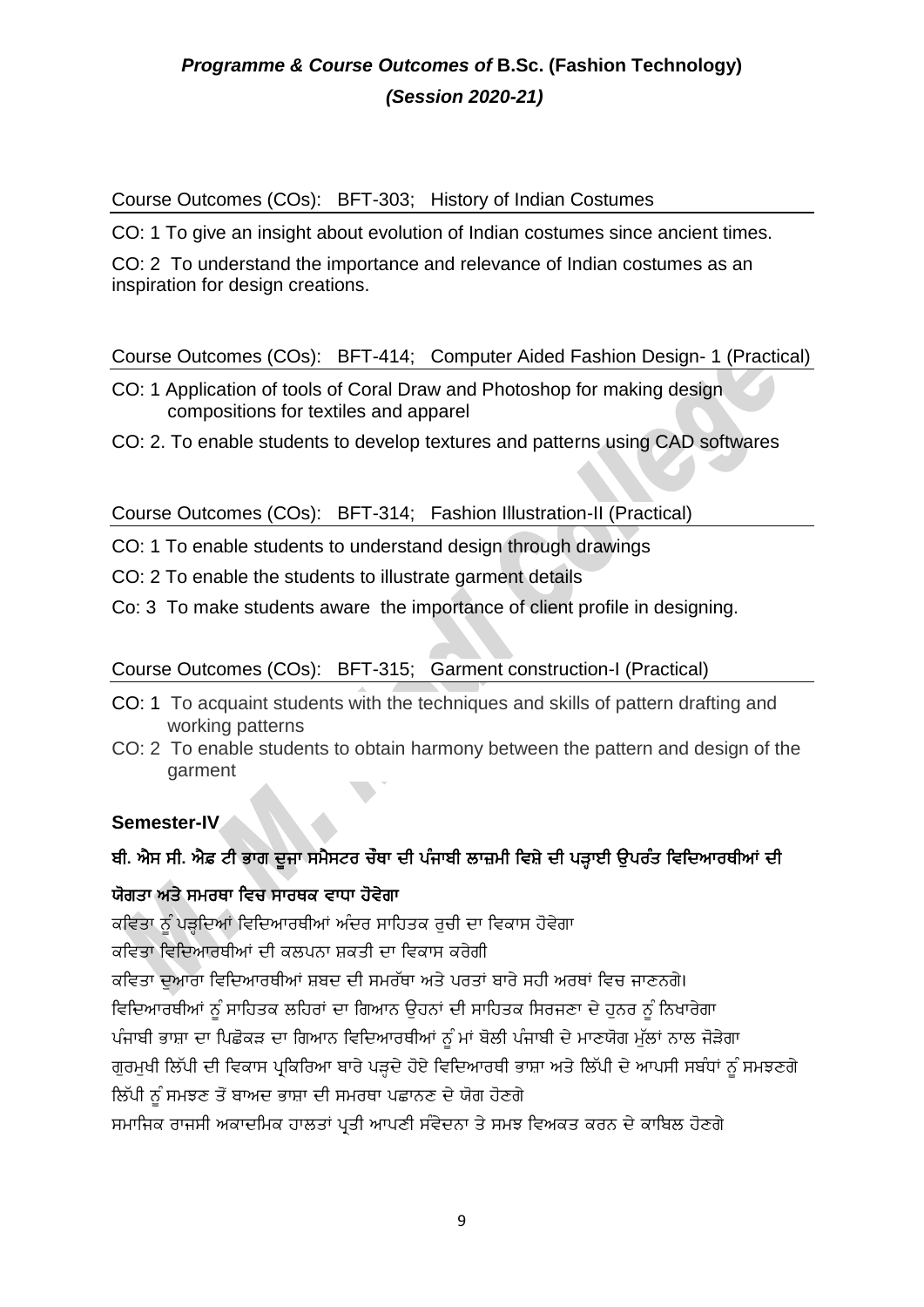Course Outcomes (COs): BFT-303; History of Indian Costumes

CO: 1 To give an insight about evolution of Indian costumes since ancient times.

CO: 2 To understand the importance and relevance of Indian costumes as an inspiration for design creations.

Course Outcomes (COs): BFT-414; Computer Aided Fashion Design- 1 (Practical)

CO: 1 Application of tools of Coral Draw and Photoshop for making design compositions for textiles and apparel

CO: 2. To enable students to develop textures and patterns using CAD softwares

Course Outcomes (COs): BFT-314; Fashion Illustration-II (Practical)

CO: 1 To enable students to understand design through drawings

CO: 2 To enable the students to illustrate garment details

Co: 3 To make students aware the importance of client profile in designing.

Course Outcomes (COs): BFT-315; Garment construction-I (Practical)

CO: 1 To acquaint students with the techniques and skills of pattern drafting and working patterns

CO: 2 To enable students to obtain harmony between the pattern and design of the garment

**Semester-IV**

**ਬੀ. ਐਸ ਸੀ. ਐਫ਼ ਟੀ ਭਾਗ ਦੂਜਾ ਸਮੈਸਟਰ ਚੌਥਾ ਦੀ ਪੰਜਾਬੀ ਲਾਜ਼ਮੀ ਵਿਸ਼ੇ ਦੀ ਪੜ੍ਹਾਈ ਉਪਰੰਤ ਵਿਦਿਆਰਥੀਆਂ ਦੀ ਯੋਗਤਾ ਅਤੇ ਸਮਰਥਾ ਵਿਚ ਸਾਰਥਕ ਵਾਧਾ ਹੋਵੇਗਾ**

ਕਵਿਤਾ ਨੂੰ ਪੜ੍ਹਦਿਆਂ ਵਿਦਿਆਰਥੀਆਂ ਅੰਦਰ ਸਾਹਿਤਕ ਰੁਚੀ ਦਾ ਵਿਕਾਸ ਹੋਵੇਗਾ

ਕਵਿਤਾ ਵਿਦਿਆਰਥੀਆਂ ਦੀ ਕਲਪਨਾ ਸ਼ਕਤੀ ਦਾ ਵਿਕਾਸ ਕਰੇਗੀ

ਕਵਿਤਾ ਦੁਆਰਾ ਵਿਦਿਆਰਥੀਆਂ ਸ਼ਬਦ ਦੀ ਸਮਰੱਥਾ ਅਤੇ ਪਰਤਾਂ ਬਾਰੇ ਸਹੀ ਅਰਥਾਂ ਵਿਚ ਜਾਣਨਗੇ।

ਵਿਦਿਆਰਥੀਆਂ ਨੂੰ ਸਾਹਿਤਕ ਲਹਿਰਾਂ ਦਾ ਗਿਆਨ ਉਹਨਾਂ ਦੀ ਸਾਹਿਤਕ ਸਿਰਜਣਾ ਦੇ ਹੁਨਰ ਨੂੰ ਨਿਖਾਰੇਗਾ

ਪੰਜਾਬੀ ਭਾਸ਼ਾ ਦਾ ਪਿਛੋਕੜ ਦਾ ਗਿਆਨ ਵਿਦਿਆਰਥੀਆਂ ਨੂੰ ਮਾਂ ਬੋਲੀ ਪੰਜਾਬੀ ਦੇ ਮਾਣਯੋਗ ਮੁੱਲਾਂ ਨਾਲ ਜੋੜੇਗਾ

ਗੁਰਮੁਖੀ ਲਿੱਪੀ ਦੀ ਵਿਕਾਸ ਪ੍ਰਕਿਰਿਆ ਬਾਰੇ ਪੜ੍ਹਦੇ ਹੋਏ ਵਿਦਿਆਰਥੀ ਭਾਸ਼ਾ ਅਤੇ ਲਿੱਪੀ ਦੇ ਆਪਸੀ ਸਬੰਧਾਂ ਨੂੰ ਸਮਝਣਗੇ

ਲਿੱਪੀ ਨੂੰ ਸਮਝਣ ਤੋਂ ਬਾਅਦ ਭਾਸ਼ਾ ਦੀ ਸਮਰਥਾ ਪਛਾਨਣ ਦੇ ਯੋਗ ਹੋਣਗੇ

ਸਮਾਜਿਕ ਰਾਜਸੀ ਅਕਾਦਮਿਕ ਹਾਲਤਾਂ ਪ੍ਰਤੀ ਆਪਣੀ ਸੰਵੇਦਨਾ ਤੇ ਸਮਝ ਵਿਅਕਤ ਕਰਨ ਦੇ ਕਾਬਿਲ ਹੋਣਗੇ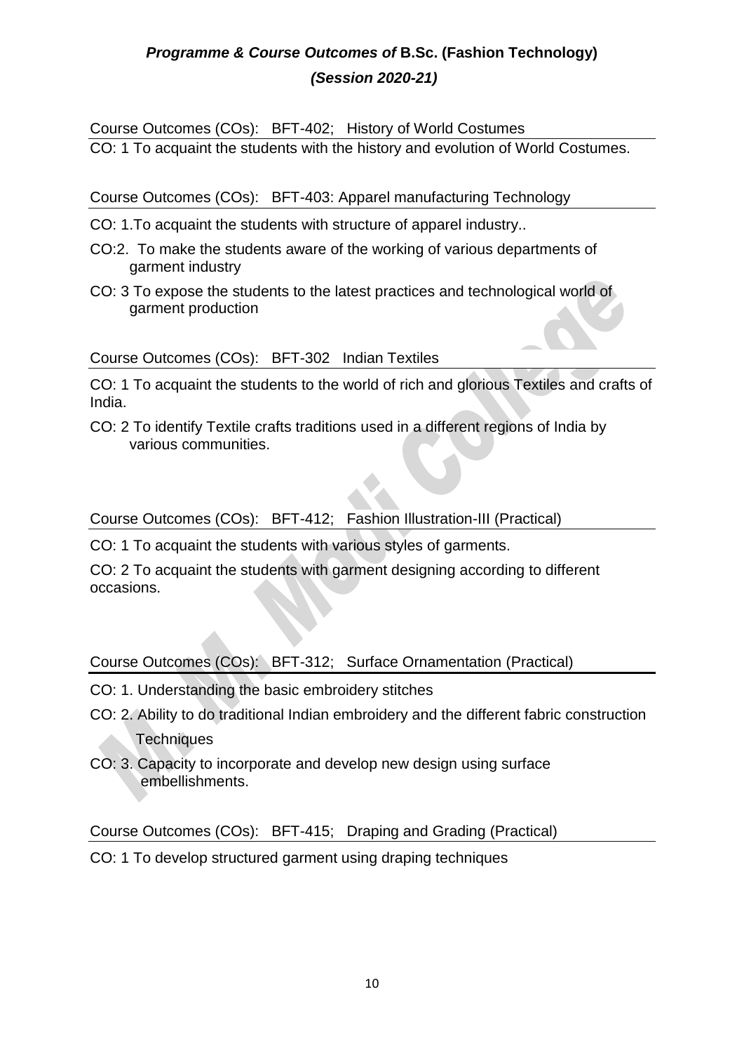***Programme & Course Outcomes of* B.Sc. (Fashion Technology)**

***(Session 2020-21)***

Course Outcomes (COs): BFT-402; History of World Costumes

CO: 1 To acquaint the students with the history and evolution of World Costumes.

Course Outcomes (COs): BFT-403: Apparel manufacturing Technology

CO: 1.To acquaint the students with structure of apparel industry..

CO:2. To make the students aware of the working of various departments of garment industry

CO: 3 To expose the students to the latest practices and technological world of garment production

Course Outcomes (COs): BFT-302 Indian Textiles

CO: 1 To acquaint the students to the world of rich and glorious Textiles and crafts of India.

CO: 2 To identify Textile crafts traditions used in a different regions of India by various communities.

Course Outcomes (COs): BFT-412; Fashion Illustration-III (Practical)

CO: 1 To acquaint the students with various styles of garments.

CO: 2 To acquaint the students with garment designing according to different occasions.

Course Outcomes (COs): BFT-312; Surface Ornamentation (Practical)

CO: 1. Understanding the basic embroidery stitches

CO: 2. Ability to do traditional Indian embroidery and the different fabric construction Techniques

CO: 3. Capacity to incorporate and develop new design using surface embellishments.

Course Outcomes (COs): BFT-415; Draping and Grading (Practical)

CO: 1 To develop structured garment using draping techniques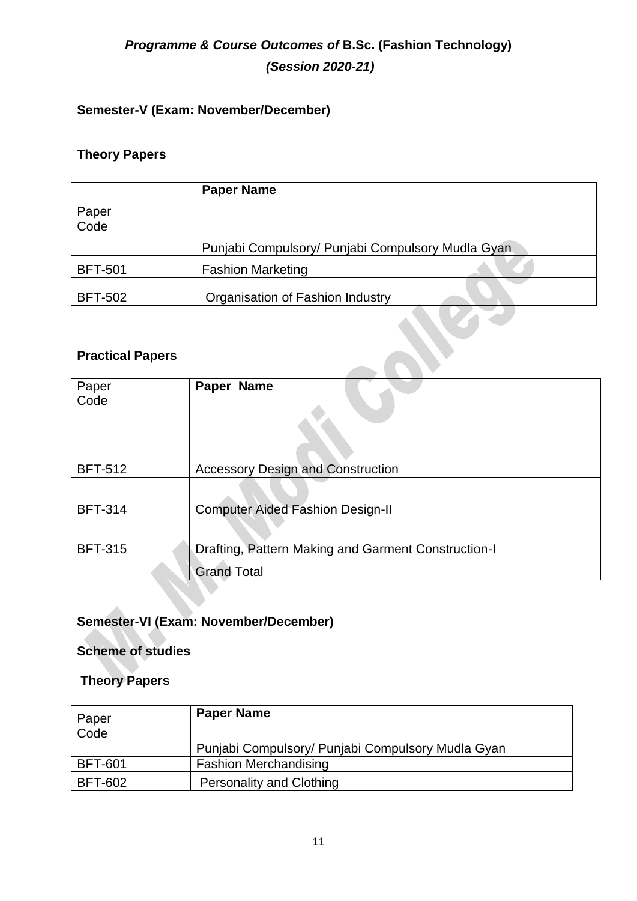## *Programme & Course Outcomes of* B.Sc. (Fashion Technology)

### *(Session 2020-21)*

**Semester-V (Exam: November/December)**

**Theory Papers**

| Paper Code | Paper Name |
|---|---|
| | Punjabi Compulsory/ Punjabi Compulsory Mudla Gyan |
| BFT-501 | Fashion Marketing |
| BFT-502 | Organisation of Fashion Industry |

**Practical Papers**

| Paper Code | Paper Name |
|---|---|
| BFT-512 | Accessory Design and Construction |
| BFT-314 | Computer Aided Fashion Design-II |
| BFT-315 | Drafting, Pattern Making and Garment Construction-I |
| | Grand Total |

**Semester-VI (Exam: November/December)**

**Scheme of studies**

**Theory Papers**

| Paper Code | Paper Name |
|---|---|
| | Punjabi Compulsory/ Punjabi Compulsory Mudla Gyan |
| BFT-601 | Fashion Merchandising |
| BFT-602 | Personality and Clothing |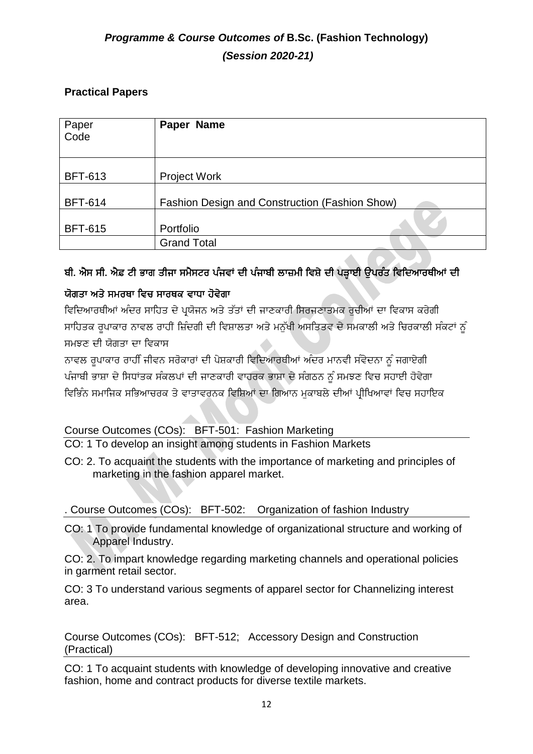## *Programme & Course Outcomes of* **B.Sc. (Fashion Technology)** *(Session 2020-21)*

### Practical Papers

| Paper Code | **Paper Name** |
|---|---|
| BFT-613 | Project Work |
| BFT-614 | Fashion Design and Construction (Fashion Show) |
| BFT-615 | Portfolio |
| | Grand Total |

**ਬੀ. ਐਸ ਸੀ. ਐਫ਼ ਟੀ ਭਾਗ ਤੀਜਾ ਸਮੈਸਟਰ ਪੰਜਵਾਂ ਦੀ ਪੰਜਾਬੀ ਲਾਜ਼ਮੀ ਵਿਸ਼ੇ ਦੀ ਪੜ੍ਹਾਈ ਉਪਰੰਤ ਵਿਦਿਆਰਥੀਆਂ ਦੀ ਯੋਗਤਾ ਅਤੇ ਸਮਰਥਾ ਵਿਚ ਸਾਰਥਕ ਵਾਧਾ ਹੋਵੇਗਾ**

ਵਿਦਿਆਰਥੀਆਂ ਅੰਦਰ ਸਾਹਿਤ ਦੇ ਪ੍ਰਯੋਜਨ ਅਤੇ ਤੱਤਾਂ ਦੀ ਜਾਣਕਾਰੀ ਸਿਰਜਣਾਤਮਕ ਰੁਚੀਆਂ ਦਾ ਵਿਕਾਸ ਕਰੇਗੀ

ਸਾਹਿਤਕ ਰੂਪਾਕਾਰ ਨਾਵਲ ਰਾਹੀਂ ਜ਼ਿੰਦਗੀ ਦੀ ਵਿਸ਼ਾਲਤਾ ਅਤੇ ਮਨੁੱਖੀ ਅਸਤਿਤਵ ਦੇ ਸਮਕਾਲੀ ਅਤੇ ਚਿਰਕਾਲੀ ਸੰਕਟਾਂ ਨੂੰ ਸਮਝਣ ਦੀ ਯੋਗਤਾ ਦਾ ਵਿਕਾਸ

ਨਾਵਲ ਰੂਪਾਕਾਰ ਰਾਹੀਂ ਜੀਵਨ ਸਰੋਕਾਰਾਂ ਦੀ ਪੇਸ਼ਕਾਰੀ ਵਿਦਿਆਰਥੀਆਂ ਅੰਦਰ ਮਾਨਵੀ ਸੰਵੇਦਨਾ ਨੂੰ ਜਗਾਏਗੀ

ਪੰਜਾਬੀ ਭਾਸ਼ਾ ਦੇ ਸਿਧਾਂਤਕ ਸੰਕਲਪਾਂ ਦੀ ਜਾਣਕਾਰੀ ਵਾਹਰਕ ਭਾਸ਼ਾ ਦੇ ਸੰਗਠਨ ਨੂੰ ਸਮਝਣ ਵਿਚ ਸਹਾਈ ਹੋਵੇਗਾ

ਵਿਭਿੰਨ ਸਮਾਜਿਕ ਸਭਿਆਚਰਕ ਤੇ ਵਾਤਾਵਰਨਕ ਵਿਸ਼ਿਆਂ ਦਾ ਗਿਆਨ ਮੁਕਾਬਲੇ ਦੀਆਂ ਪ੍ਰੀਖਿਆਵਾਂ ਵਿਚ ਸਹਾਇਕ

Course Outcomes (COs): BFT-501: Fashion Marketing

CO: 1 To develop an insight among students in Fashion Markets

CO: 2. To acquaint the students with the importance of marketing and principles of marketing in the fashion apparel market.

. Course Outcomes (COs): BFT-502: Organization of fashion Industry

CO: 1 To provide fundamental knowledge of organizational structure and working of Apparel Industry.

CO: 2. To impart knowledge regarding marketing channels and operational policies in garment retail sector.

CO: 3 To understand various segments of apparel sector for Channelizing interest area.

Course Outcomes (COs): BFT-512; Accessory Design and Construction (Practical)

CO: 1 To acquaint students with knowledge of developing innovative and creative fashion, home and contract products for diverse textile markets.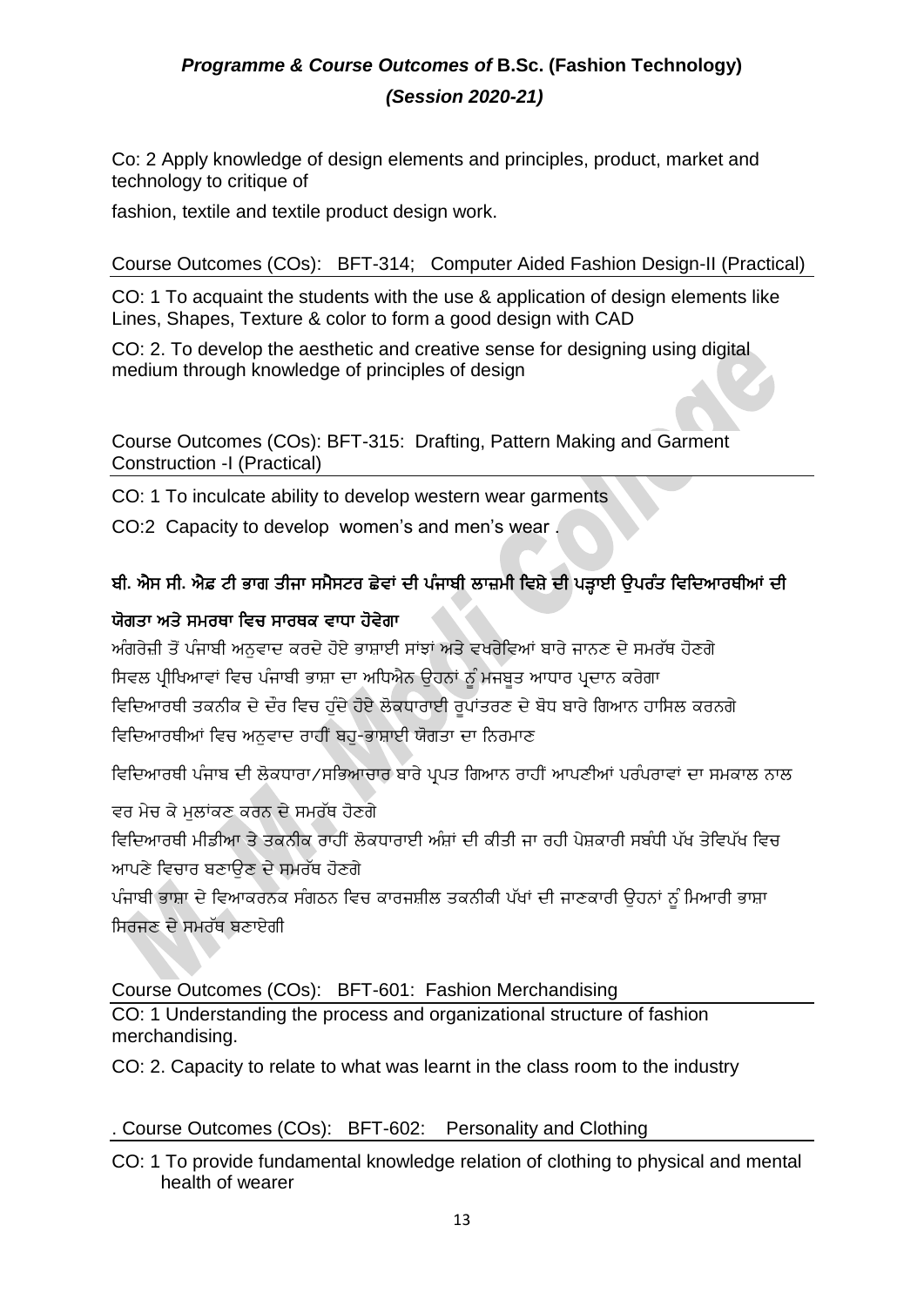Co: 2 Apply knowledge of design elements and principles, product, market and technology to critique of

fashion, textile and textile product design work.

Course Outcomes (COs): BFT-314; Computer Aided Fashion Design-II (Practical)

CO: 1 To acquaint the students with the use & application of design elements like Lines, Shapes, Texture & color to form a good design with CAD

CO: 2. To develop the aesthetic and creative sense for designing using digital medium through knowledge of principles of design

Course Outcomes (COs): BFT-315: Drafting, Pattern Making and Garment Construction -I (Practical)

CO: 1 To inculcate ability to develop western wear garments

CO:2 Capacity to develop women's and men's wear .

**ਬੀ. ਐਸ ਸੀ. ਐਫ਼ ਟੀ ਭਾਗ ਤੀਜਾ ਸਮੈਸਟਰ ਛੇਵਾਂ ਦੀ ਪੰਜਾਬੀ ਲਾਜ਼ਮੀ ਵਿਸ਼ੇ ਦੀ ਪੜ੍ਹਾਈ ਉਪਰੰਤ ਵਿਦਿਆਰਥੀਆਂ ਦੀ ਯੋਗਤਾ ਅਤੇ ਸਮਰਥਾ ਵਿਚ ਸਾਰਥਕ ਵਾਧਾ ਹੋਵੇਗਾ**

ਅੰਗਰੇਜ਼ੀ ਤੋਂ ਪੰਜਾਬੀ ਅਨੁਵਾਦ ਕਰਦੇ ਹੋਏ ਭਾਸ਼ਾਈ ਸਾਂਝਾਂ ਅਤੇ ਵਖਰੇਵਿਆਂ ਬਾਰੇ ਜਾਨਣ ਦੇ ਸਮਰੱਥ ਹੋਣਗੇ

ਸਿਵਲ ਪ੍ਰੀਖਿਆਵਾਂ ਵਿਚ ਪੰਜਾਬੀ ਭਾਸ਼ਾ ਦਾ ਅਧਿਐਨ ਉਹਨਾਂ ਨੂੰ ਮਜਬੂਤ ਆਧਾਰ ਪ੍ਰਦਾਨ ਕਰੇਗਾ

ਵਿਦਿਆਰਥੀ ਤਕਨੀਕ ਦੇ ਦੌਰ ਵਿਚ ਹੁੰਦੇ ਹੋਏ ਲੋਕਧਾਰਾਈ ਰੂਪਾਂਤਰਣ ਦੇ ਬੋਧ ਬਾਰੇ ਗਿਆਨ ਹਾਸਿਲ ਕਰਨਗੇ

ਵਿਦਿਆਰਥੀਆਂ ਵਿਚ ਅਨੁਵਾਦ ਰਾਹੀਂ ਬਹੁ-ਭਾਸ਼ਾਈ ਯੋਗਤਾ ਦਾ ਨਿਰਮਾਣ

ਵਿਦਿਆਰਥੀ ਪੰਜਾਬ ਦੀ ਲੋਕਧਾਰਾ/ਸਭਿਆਚਾਰ ਬਾਰੇ ਪ੍ਰਪਤ ਗਿਆਨ ਰਾਹੀਂ ਆਪਣੀਆਂ ਪਰੰਪਰਾਵਾਂ ਦਾ ਸਮਕਾਲ ਨਾਲ ਵਰ ਮੇਚ ਕੇ ਮੁਲਾਂਕਣ ਕਰਨ ਦੇ ਸਮਰੱਥ ਹੋਣਗੇ

ਵਿਦਿਆਰਥੀ ਮੀਡੀਆ ਤੇ ਤਕਨੀਕ ਰਾਹੀਂ ਲੋਕਧਾਰਾਈ ਅੰਸ਼ਾਂ ਦੀ ਕੀਤੀ ਜਾ ਰਹੀ ਪੇਸ਼ਕਾਰੀ ਸਬੰਧੀ ਪੱਖ ਤੇਵਿਪੱਖ ਵਿਚ ਆਪਣੇ ਵਿਚਾਰ ਬਣਾਉਣ ਦੇ ਸਮਰੱਥ ਹੋਣਗੇ

ਪੰਜਾਬੀ ਭਾਸ਼ਾ ਦੇ ਵਿਆਕਰਨਕ ਸੰਗਠਨ ਵਿਚ ਕਾਰਜਸ਼ੀਲ ਤਕਨੀਕੀ ਪੱਖਾਂ ਦੀ ਜਾਣਕਾਰੀ ਉਹਨਾਂ ਨੂੰ ਮਿਆਰੀ ਭਾਸ਼ਾ ਸਿਰਜਣ ਦੇ ਸਮਰੱਥ ਬਣਾਏਗੀ

Course Outcomes (COs): BFT-601: Fashion Merchandising

CO: 1 Understanding the process and organizational structure of fashion merchandising.

CO: 2. Capacity to relate to what was learnt in the class room to the industry

. Course Outcomes (COs): BFT-602: Personality and Clothing

CO: 1 To provide fundamental knowledge relation of clothing to physical and mental health of wearer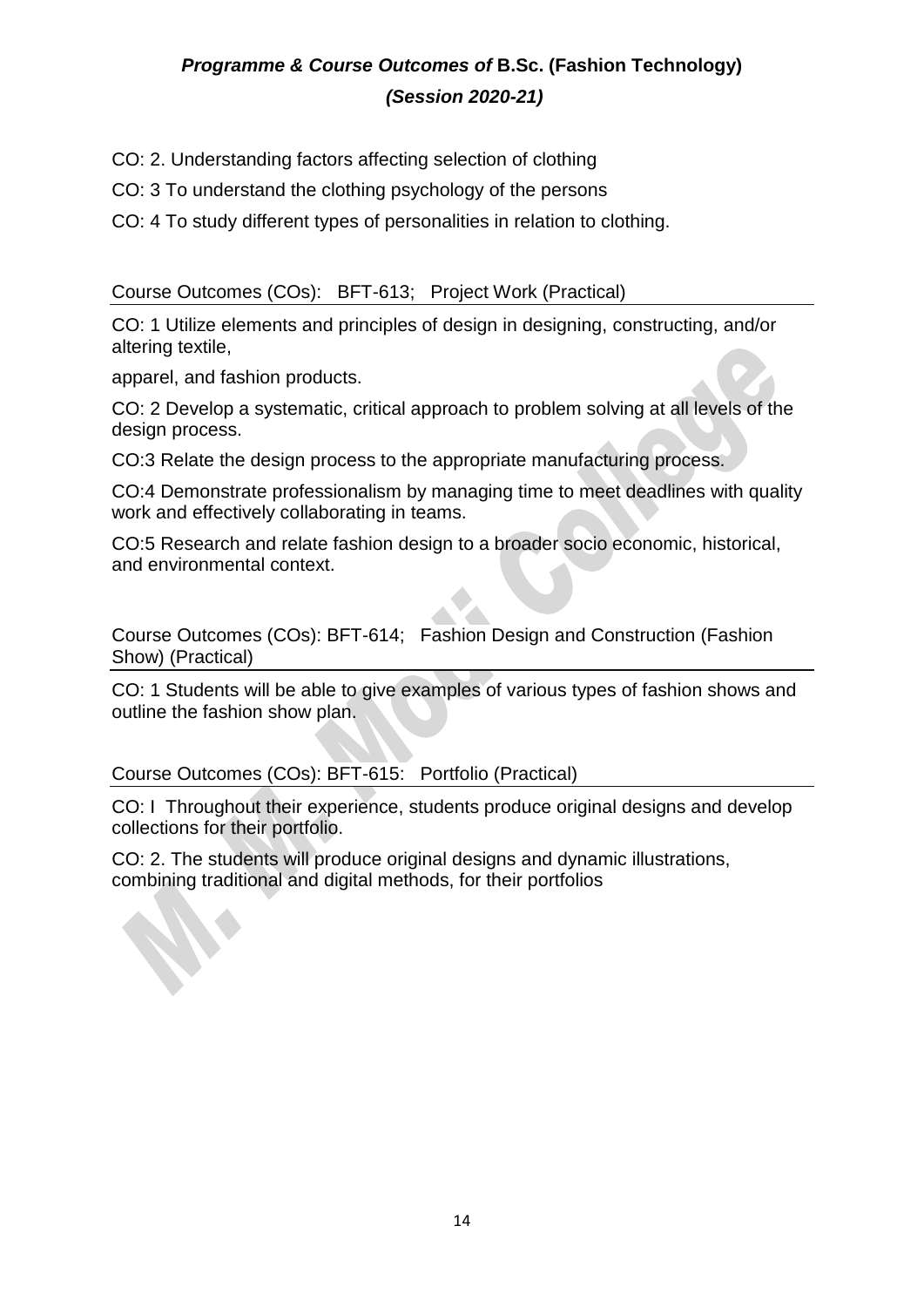CO: 2. Understanding factors affecting selection of clothing

CO: 3 To understand the clothing psychology of the persons

CO: 4 To study different types of personalities in relation to clothing.

Course Outcomes (COs): BFT-613; Project Work (Practical)

CO: 1 Utilize elements and principles of design in designing, constructing, and/or altering textile,

apparel, and fashion products.

CO: 2 Develop a systematic, critical approach to problem solving at all levels of the design process.

CO:3 Relate the design process to the appropriate manufacturing process.

CO:4 Demonstrate professionalism by managing time to meet deadlines with quality work and effectively collaborating in teams.

CO:5 Research and relate fashion design to a broader socio economic, historical, and environmental context.

Course Outcomes (COs): BFT-614; Fashion Design and Construction (Fashion Show) (Practical)

CO: 1 Students will be able to give examples of various types of fashion shows and outline the fashion show plan.

Course Outcomes (COs): BFT-615: Portfolio (Practical)

CO: I Throughout their experience, students produce original designs and develop collections for their portfolio.

CO: 2. The students will produce original designs and dynamic illustrations, combining traditional and digital methods, for their portfolios